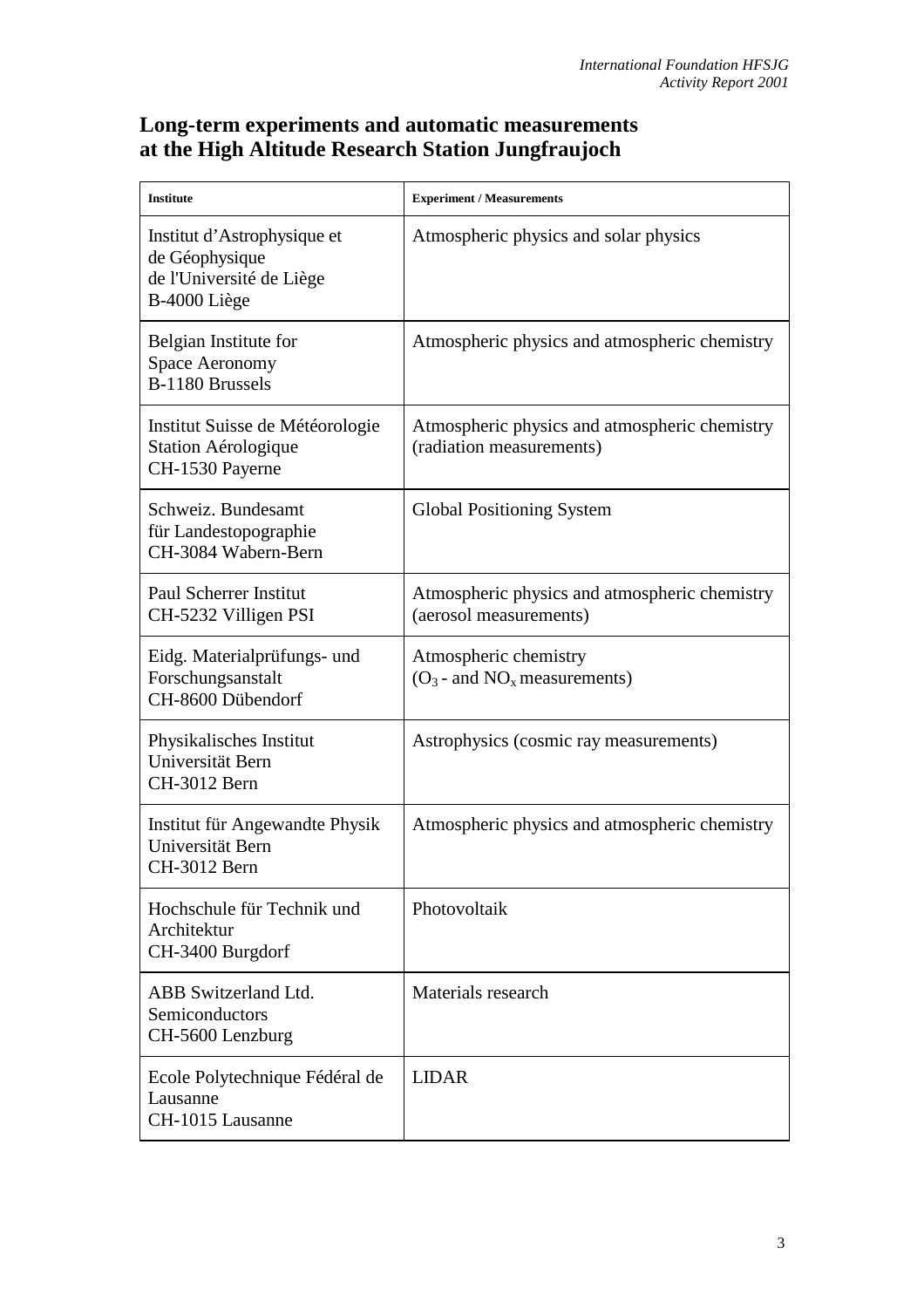## Long-term experiments and automatic measurements at the High Altitude Research Station Jungfraujoch

| **Institute** | **Experiment / Measurements** |
|---|---|
| Institut d'Astrophysique et de Géophysique de l'Université de Liège B-4000 Liège | Atmospheric physics and solar physics |
| Belgian Institute for Space Aeronomy B-1180 Brussels | Atmospheric physics and atmospheric chemistry |
| Institut Suisse de Météorologie Station Aérologique CH-1530 Payerne | Atmospheric physics and atmospheric chemistry (radiation measurements) |
| Schweiz. Bundesamt für Landestopographie CH-3084 Wabern-Bern | Global Positioning System |
| Paul Scherrer Institut CH-5232 Villigen PSI | Atmospheric physics and atmospheric chemistry (aerosol measurements) |
| Eidg. Materialprüfungs- und Forschungsanstalt CH-8600 Dübendorf | Atmospheric chemistry ($O_3$ - and $NO_x$ measurements) |
| Physikalisches Institut Universität Bern CH-3012 Bern | Astrophysics (cosmic ray measurements) |
| Institut für Angewandte Physik Universität Bern CH-3012 Bern | Atmospheric physics and atmospheric chemistry |
| Hochschule für Technik und Architektur CH-3400 Burgdorf | Photovoltaik |
| ABB Switzerland Ltd. Semiconductors CH-5600 Lenzburg | Materials research |
| Ecole Polytechnique Fédéral de Lausanne CH-1015 Lausanne | LIDAR |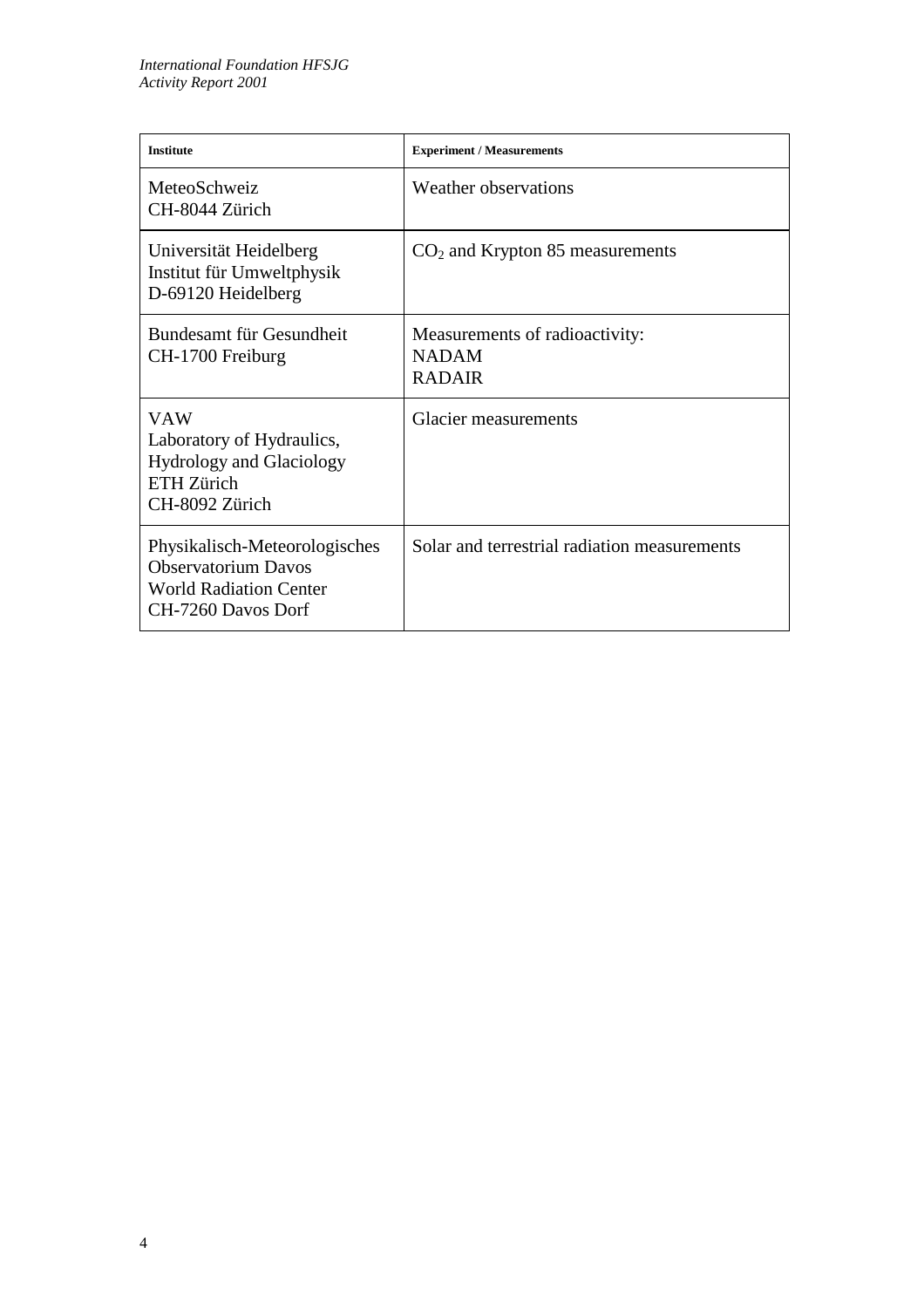| Institute | Experiment / Measurements |
| --- | --- |
| MeteoSchweiz<br>CH-8044 Zürich | Weather observations |
| Universität Heidelberg<br>Institut für Umweltphysik<br>D-69120 Heidelberg | $CO_2$ and Krypton 85 measurements |
| Bundesamt für Gesundheit<br>CH-1700 Freiburg | Measurements of radioactivity:<br>NADAM<br>RADAIR |
| VAW<br>Laboratory of Hydraulics, Hydrology and Glaciology<br>ETH Zürich<br>CH-8092 Zürich | Glacier measurements |
| Physikalisch-Meteorologisches Observatorium Davos<br>World Radiation Center<br>CH-7260 Davos Dorf | Solar and terrestrial radiation measurements |